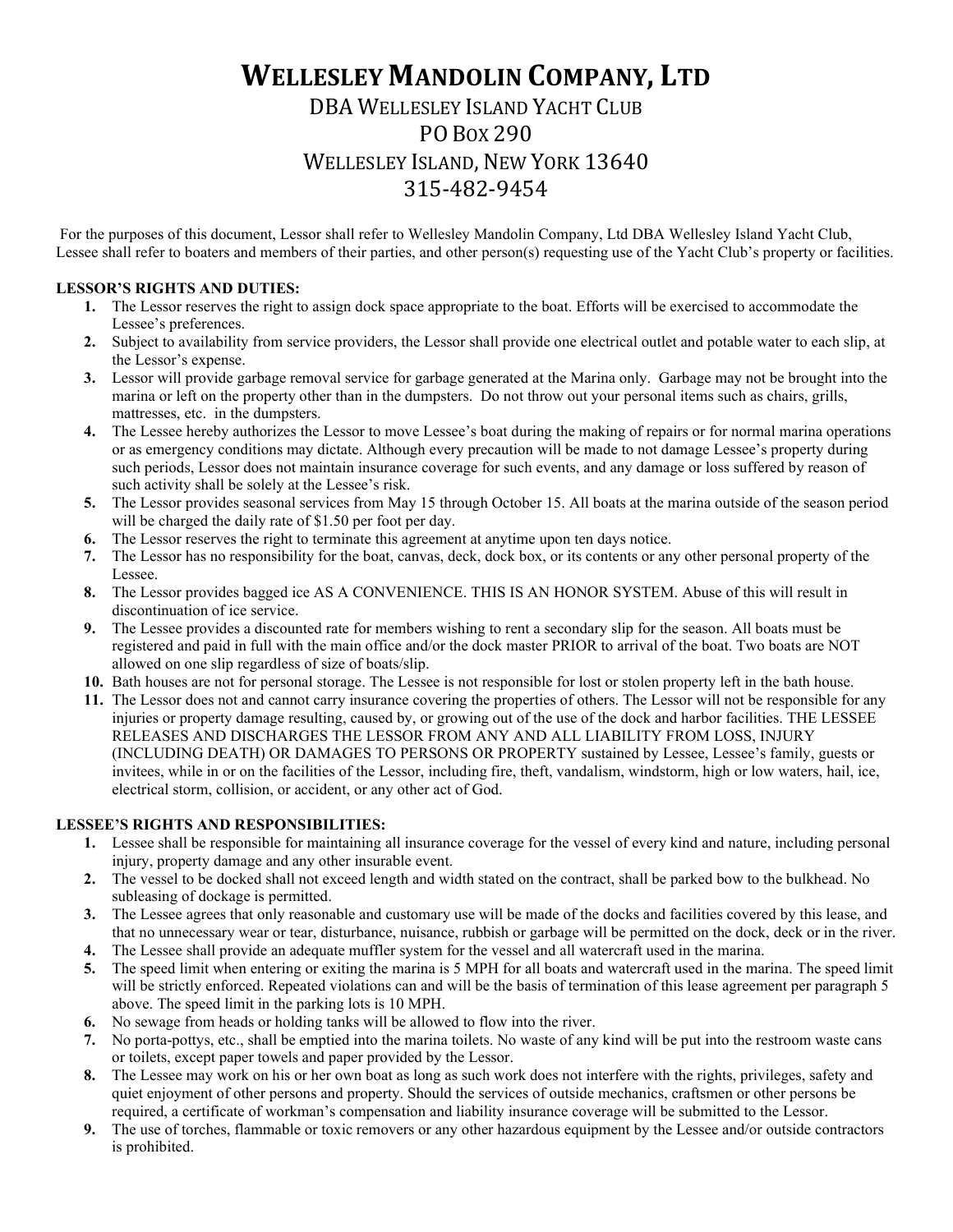# WELLESLEY MANDOLIN COMPANY, LTD

## DBA WELLESLEY ISLAND YACHT CLUB
## PO BOX 290
## WELLESLEY ISLAND, NEW YORK 13640
## 315-482-9454

For the purposes of this document, Lessor shall refer to Wellesley Mandolin Company, Ltd DBA Wellesley Island Yacht Club, Lessee shall refer to boaters and members of their parties, and other person(s) requesting use of the Yacht Club's property or facilities.

**LESSOR'S RIGHTS AND DUTIES:**

1. The Lessor reserves the right to assign dock space appropriate to the boat. Efforts will be exercised to accommodate the Lessee's preferences.
2. Subject to availability from service providers, the Lessor shall provide one electrical outlet and potable water to each slip, at the Lessor's expense.
3. Lessor will provide garbage removal service for garbage generated at the Marina only. Garbage may not be brought into the marina or left on the property other than in the dumpsters. Do not throw out your personal items such as chairs, grills, mattresses, etc. in the dumpsters.
4. The Lessee hereby authorizes the Lessor to move Lessee's boat during the making of repairs or for normal marina operations or as emergency conditions may dictate. Although every precaution will be made to not damage Lessee's property during such periods, Lessor does not maintain insurance coverage for such events, and any damage or loss suffered by reason of such activity shall be solely at the Lessee's risk.
5. The Lessor provides seasonal services from May 15 through October 15. All boats at the marina outside of the season period will be charged the daily rate of $1.50 per foot per day.
6. The Lessor reserves the right to terminate this agreement at anytime upon ten days notice.
7. The Lessor has no responsibility for the boat, canvas, deck, dock box, or its contents or any other personal property of the Lessee.
8. The Lessor provides bagged ice AS A CONVENIENCE. THIS IS AN HONOR SYSTEM. Abuse of this will result in discontinuation of ice service.
9. The Lessee provides a discounted rate for members wishing to rent a secondary slip for the season. All boats must be registered and paid in full with the main office and/or the dock master PRIOR to arrival of the boat. Two boats are NOT allowed on one slip regardless of size of boats/slip.
10. Bath houses are not for personal storage. The Lessee is not responsible for lost or stolen property left in the bath house.
11. The Lessor does not and cannot carry insurance covering the properties of others. The Lessor will not be responsible for any injuries or property damage resulting, caused by, or growing out of the use of the dock and harbor facilities. THE LESSEE RELEASES AND DISCHARGES THE LESSOR FROM ANY AND ALL LIABILITY FROM LOSS, INJURY (INCLUDING DEATH) OR DAMAGES TO PERSONS OR PROPERTY sustained by Lessee, Lessee's family, guests or invitees, while in or on the facilities of the Lessor, including fire, theft, vandalism, windstorm, high or low waters, hail, ice, electrical storm, collision, or accident, or any other act of God.

**LESSEE'S RIGHTS AND RESPONSIBILITIES:**

1. Lessee shall be responsible for maintaining all insurance coverage for the vessel of every kind and nature, including personal injury, property damage and any other insurable event.
2. The vessel to be docked shall not exceed length and width stated on the contract, shall be parked bow to the bulkhead. No subleasing of dockage is permitted.
3. The Lessee agrees that only reasonable and customary use will be made of the docks and facilities covered by this lease, and that no unnecessary wear or tear, disturbance, nuisance, rubbish or garbage will be permitted on the dock, deck or in the river.
4. The Lessee shall provide an adequate muffler system for the vessel and all watercraft used in the marina.
5. The speed limit when entering or exiting the marina is 5 MPH for all boats and watercraft used in the marina. The speed limit will be strictly enforced. Repeated violations can and will be the basis of termination of this lease agreement per paragraph 5 above. The speed limit in the parking lots is 10 MPH.
6. No sewage from heads or holding tanks will be allowed to flow into the river.
7. No porta-pottys, etc., shall be emptied into the marina toilets. No waste of any kind will be put into the restroom waste cans or toilets, except paper towels and paper provided by the Lessor.
8. The Lessee may work on his or her own boat as long as such work does not interfere with the rights, privileges, safety and quiet enjoyment of other persons and property. Should the services of outside mechanics, craftsmen or other persons be required, a certificate of workman's compensation and liability insurance coverage will be submitted to the Lessor.
9. The use of torches, flammable or toxic removers or any other hazardous equipment by the Lessee and/or outside contractors is prohibited.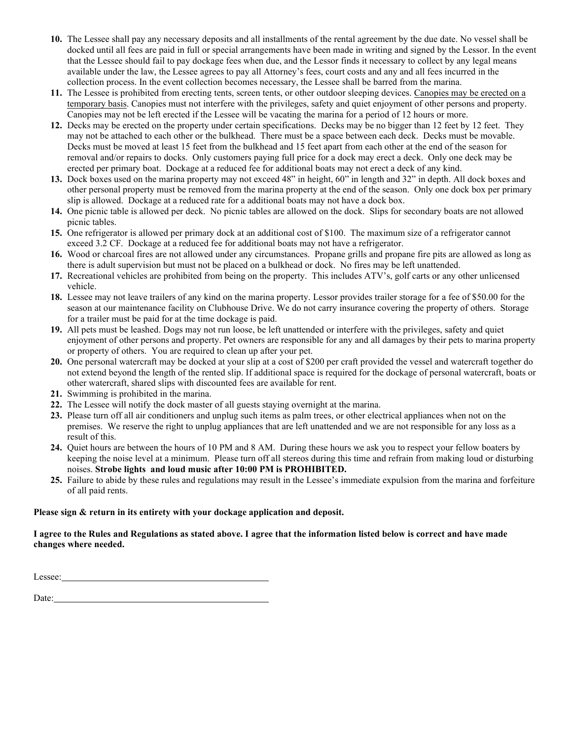10. The Lessee shall pay any necessary deposits and all installments of the rental agreement by the due date. No vessel shall be docked until all fees are paid in full or special arrangements have been made in writing and signed by the Lessor. In the event that the Lessee should fail to pay dockage fees when due, and the Lessor finds it necessary to collect by any legal means available under the law, the Lessee agrees to pay all Attorney's fees, court costs and any and all fees incurred in the collection process. In the event collection becomes necessary, the Lessee shall be barred from the marina.
11. The Lessee is prohibited from erecting tents, screen tents, or other outdoor sleeping devices. <u>Canopies may be erected on a temporary basis</u>. Canopies must not interfere with the privileges, safety and quiet enjoyment of other persons and property. Canopies may not be left erected if the Lessee will be vacating the marina for a period of 12 hours or more.
12. Decks may be erected on the property under certain specifications. Decks may be no bigger than 12 feet by 12 feet. They may not be attached to each other or the bulkhead. There must be a space between each deck. Decks must be movable. Decks must be moved at least 15 feet from the bulkhead and 15 feet apart from each other at the end of the season for removal and/or repairs to docks. Only customers paying full price for a dock may erect a deck. Only one deck may be erected per primary boat. Dockage at a reduced fee for additional boats may not erect a deck of any kind.
13. Dock boxes used on the marina property may not exceed 48" in height, 60" in length and 32" in depth. All dock boxes and other personal property must be removed from the marina property at the end of the season. Only one dock box per primary slip is allowed. Dockage at a reduced rate for a additional boats may not have a dock box.
14. One picnic table is allowed per deck. No picnic tables are allowed on the dock. Slips for secondary boats are not allowed picnic tables.
15. One refrigerator is allowed per primary dock at an additional cost of $100. The maximum size of a refrigerator cannot exceed 3.2 CF. Dockage at a reduced fee for additional boats may not have a refrigerator.
16. Wood or charcoal fires are not allowed under any circumstances. Propane grills and propane fire pits are allowed as long as there is adult supervision but must not be placed on a bulkhead or dock. No fires may be left unattended.
17. Recreational vehicles are prohibited from being on the property. This includes ATV's, golf carts or any other unlicensed vehicle.
18. Lessee may not leave trailers of any kind on the marina property. Lessor provides trailer storage for a fee of $50.00 for the season at our maintenance facility on Clubhouse Drive. We do not carry insurance covering the property of others. Storage for a trailer must be paid for at the time dockage is paid.
19. All pets must be leashed. Dogs may not run loose, be left unattended or interfere with the privileges, safety and quiet enjoyment of other persons and property. Pet owners are responsible for any and all damages by their pets to marina property or property of others. You are required to clean up after your pet.
20. One personal watercraft may be docked at your slip at a cost of $200 per craft provided the vessel and watercraft together do not extend beyond the length of the rented slip. If additional space is required for the dockage of personal watercraft, boats or other watercraft, shared slips with discounted fees are available for rent.
21. Swimming is prohibited in the marina.
22. The Lessee will notify the dock master of all guests staying overnight at the marina.
23. Please turn off all air conditioners and unplug such items as palm trees, or other electrical appliances when not on the premises. We reserve the right to unplug appliances that are left unattended and we are not responsible for any loss as a result of this.
24. Quiet hours are between the hours of 10 PM and 8 AM. During these hours we ask you to respect your fellow boaters by keeping the noise level at a minimum. Please turn off all stereos during this time and refrain from making loud or disturbing noises. **Strobe lights and loud music after 10:00 PM is PROHIBITED.**
25. Failure to abide by these rules and regulations may result in the Lessee's immediate expulsion from the marina and forfeiture of all paid rents.

**Please sign & return in its entirety with your dockage application and deposit.**

**I agree to the Rules and Regulations as stated above. I agree that the information listed below is correct and have made changes where needed.**

Lessee: ____________________________________________

Date: ______________________________________________